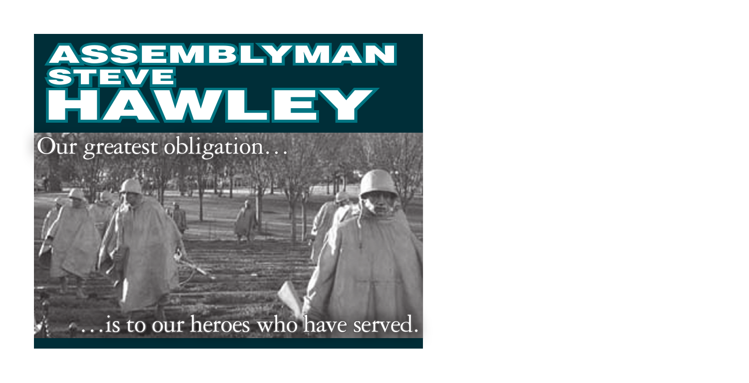# ASSEMBLYMAN STEVE HAWLEY

Our greatest obligation…

…is to our heroes who have served.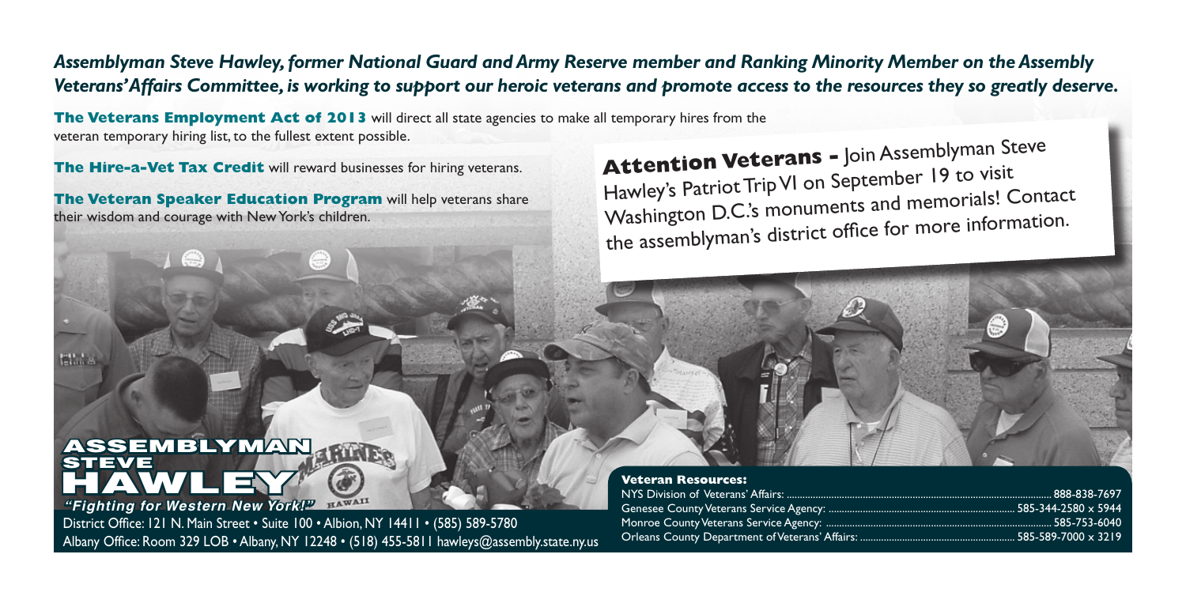***Assemblyman Steve Hawley, former National Guard and Army Reserve member and Ranking Minority Member on the Assembly Veterans' Affairs Committee, is working to support our heroic veterans and promote access to the resources they so greatly deserve.***

**The Veterans Employment Act of 2013** will direct all state agencies to make all temporary hires from the veteran temporary hiring list, to the fullest extent possible.

**The Hire-a-Vet Tax Credit** will reward businesses for hiring veterans.

**The Veteran Speaker Education Program** will help veterans share their wisdom and courage with New York's children.

**Attention Veterans -** Join Assemblyman Steve Hawley's Patriot Trip VI on September 19 to visit Washington D.C.'s monuments and memorials! Contact the assemblyman's district office for more information.

**ASSEMBLYMAN STEVE HAWLEY**

***"Fighting for Western New York!"***

District Office: 121 N. Main Street • Suite 100 • Albion, NY 14411 • (585) 589-5780
Albany Office: Room 329 LOB • Albany, NY 12248 • (518) 455-5811 hawleys@assembly.state.ny.us

**Veteran Resources:**

| | |
|---|---|
| NYS Division of Veterans' Affairs: | 888-838-7697 |
| Genesee County Veterans Service Agency: | 585-344-2580 x 5944 |
| Monroe County Veterans Service Agency: | 585-753-6040 |
| Orleans County Department of Veterans' Affairs: | 585-589-7000 x 3219 |